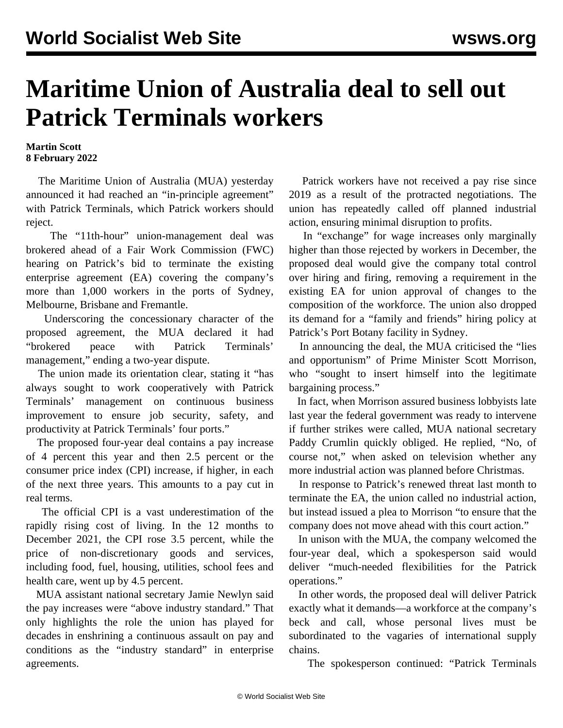# Maritime Union of Australia deal to sell out Patrick Terminals workers

**Martin Scott**
**8 February 2022**

The Maritime Union of Australia (MUA) yesterday announced it had reached an "in-principle agreement" with Patrick Terminals, which Patrick workers should reject.

The "11th-hour" union-management deal was brokered ahead of a Fair Work Commission (FWC) hearing on Patrick's bid to terminate the existing enterprise agreement (EA) covering the company's more than 1,000 workers in the ports of Sydney, Melbourne, Brisbane and Fremantle.

Underscoring the concessionary character of the proposed agreement, the MUA declared it had "brokered peace with Patrick Terminals' management," ending a two-year dispute.

The union made its orientation clear, stating it "has always sought to work cooperatively with Patrick Terminals' management on continuous business improvement to ensure job security, safety, and productivity at Patrick Terminals' four ports."

The proposed four-year deal contains a pay increase of 4 percent this year and then 2.5 percent or the consumer price index (CPI) increase, if higher, in each of the next three years. This amounts to a pay cut in real terms.

The official CPI is a vast underestimation of the rapidly rising cost of living. In the 12 months to December 2021, the CPI rose 3.5 percent, while the price of non-discretionary goods and services, including food, fuel, housing, utilities, school fees and health care, went up by 4.5 percent.

MUA assistant national secretary Jamie Newlyn said the pay increases were "above industry standard." That only highlights the role the union has played for decades in enshrining a continuous assault on pay and conditions as the "industry standard" in enterprise agreements.

Patrick workers have not received a pay rise since 2019 as a result of the protracted negotiations. The union has repeatedly called off planned industrial action, ensuring minimal disruption to profits.

In "exchange" for wage increases only marginally higher than those rejected by workers in December, the proposed deal would give the company total control over hiring and firing, removing a requirement in the existing EA for union approval of changes to the composition of the workforce. The union also dropped its demand for a "family and friends" hiring policy at Patrick's Port Botany facility in Sydney.

In announcing the deal, the MUA criticised the "lies and opportunism" of Prime Minister Scott Morrison, who "sought to insert himself into the legitimate bargaining process."

In fact, when Morrison assured business lobbyists late last year the federal government was ready to intervene if further strikes were called, MUA national secretary Paddy Crumlin quickly obliged. He replied, "No, of course not," when asked on television whether any more industrial action was planned before Christmas.

In response to Patrick's renewed threat last month to terminate the EA, the union called no industrial action, but instead issued a plea to Morrison "to ensure that the company does not move ahead with this court action."

In unison with the MUA, the company welcomed the four-year deal, which a spokesperson said would deliver "much-needed flexibilities for the Patrick operations."

In other words, the proposed deal will deliver Patrick exactly what it demands—a workforce at the company's beck and call, whose personal lives must be subordinated to the vagaries of international supply chains.

The spokesperson continued: "Patrick Terminals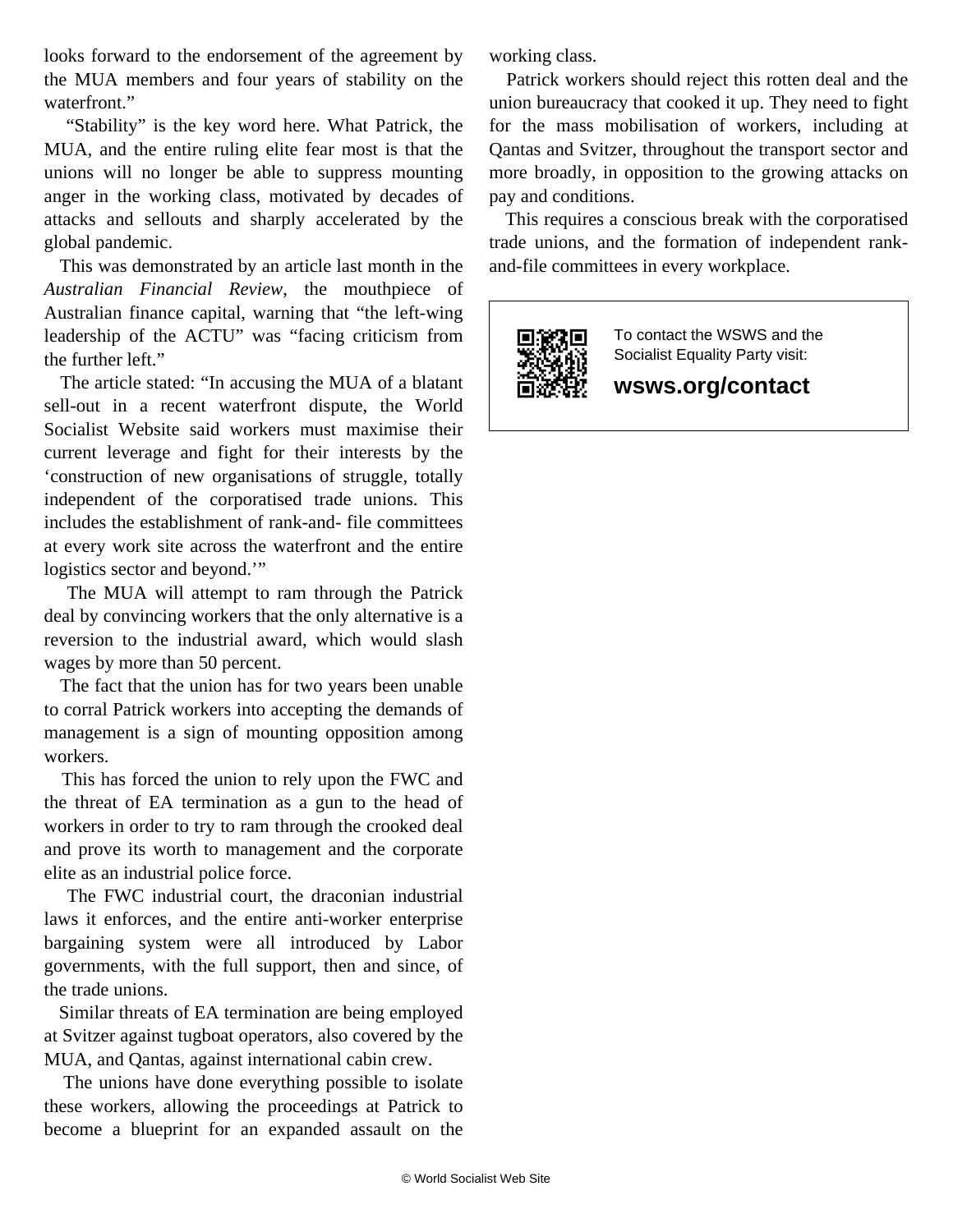looks forward to the endorsement of the agreement by the MUA members and four years of stability on the waterfront."

"Stability" is the key word here. What Patrick, the MUA, and the entire ruling elite fear most is that the unions will no longer be able to suppress mounting anger in the working class, motivated by decades of attacks and sellouts and sharply accelerated by the global pandemic.

This was demonstrated by an article last month in the *Australian Financial Review*, the mouthpiece of Australian finance capital, warning that "the left-wing leadership of the ACTU" was "facing criticism from the further left."

The article stated: "In accusing the MUA of a blatant sell-out in a recent waterfront dispute, the World Socialist Website said workers must maximise their current leverage and fight for their interests by the 'construction of new organisations of struggle, totally independent of the corporatised trade unions. This includes the establishment of rank-and- file committees at every work site across the waterfront and the entire logistics sector and beyond.'"

The MUA will attempt to ram through the Patrick deal by convincing workers that the only alternative is a reversion to the industrial award, which would slash wages by more than 50 percent.

The fact that the union has for two years been unable to corral Patrick workers into accepting the demands of management is a sign of mounting opposition among workers.

This has forced the union to rely upon the FWC and the threat of EA termination as a gun to the head of workers in order to try to ram through the crooked deal and prove its worth to management and the corporate elite as an industrial police force.

The FWC industrial court, the draconian industrial laws it enforces, and the entire anti-worker enterprise bargaining system were all introduced by Labor governments, with the full support, then and since, of the trade unions.

Similar threats of EA termination are being employed at Svitzer against tugboat operators, also covered by the MUA, and Qantas, against international cabin crew.

The unions have done everything possible to isolate these workers, allowing the proceedings at Patrick to become a blueprint for an expanded assault on the working class.

Patrick workers should reject this rotten deal and the union bureaucracy that cooked it up. They need to fight for the mass mobilisation of workers, including at Qantas and Svitzer, throughout the transport sector and more broadly, in opposition to the growing attacks on pay and conditions.

This requires a conscious break with the corporatised trade unions, and the formation of independent rank-and-file committees in every workplace.

To contact the WSWS and the Socialist Equality Party visit:

**wsws.org/contact**